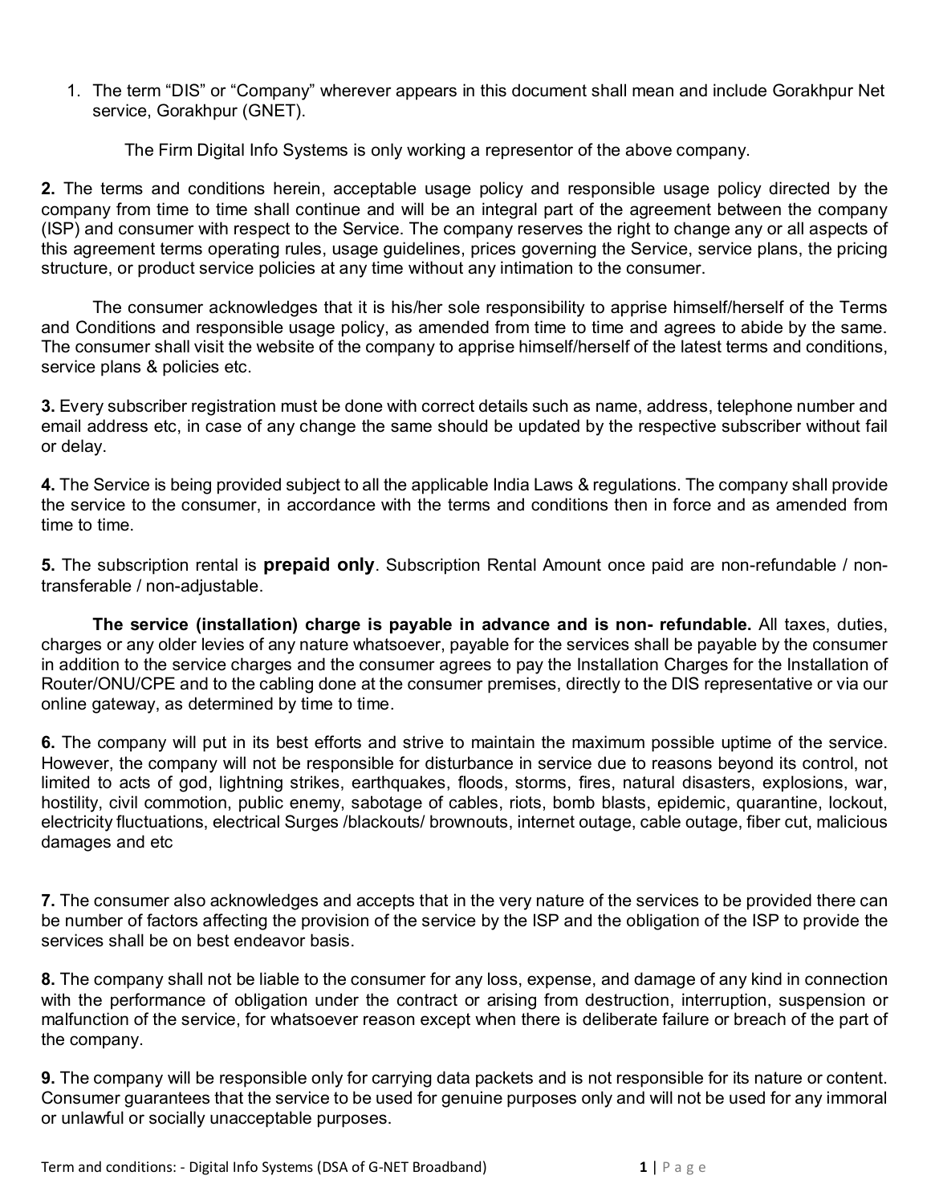1. The term "DIS" or "Company" wherever appears in this document shall mean and include Gorakhpur Net service, Gorakhpur (GNET).

The Firm Digital Info Systems is only working a representor of the above company.

**2.** The terms and conditions herein, acceptable usage policy and responsible usage policy directed by the company from time to time shall continue and will be an integral part of the agreement between the company (ISP) and consumer with respect to the Service. The company reserves the right to change any or all aspects of this agreement terms operating rules, usage guidelines, prices governing the Service, service plans, the pricing structure, or product service policies at any time without any intimation to the consumer.

The consumer acknowledges that it is his/her sole responsibility to apprise himself/herself of the Terms and Conditions and responsible usage policy, as amended from time to time and agrees to abide by the same. The consumer shall visit the website of the company to apprise himself/herself of the latest terms and conditions, service plans & policies etc.

**3.** Every subscriber registration must be done with correct details such as name, address, telephone number and email address etc, in case of any change the same should be updated by the respective subscriber without fail or delay.

**4.** The Service is being provided subject to all the applicable India Laws & regulations. The company shall provide the service to the consumer, in accordance with the terms and conditions then in force and as amended from time to time.

**5.** The subscription rental is **prepaid only**. Subscription Rental Amount once paid are non-refundable / non-transferable / non-adjustable.

**The service (installation) charge is payable in advance and is non- refundable.** All taxes, duties, charges or any older levies of any nature whatsoever, payable for the services shall be payable by the consumer in addition to the service charges and the consumer agrees to pay the Installation Charges for the Installation of Router/ONU/CPE and to the cabling done at the consumer premises, directly to the DIS representative or via our online gateway, as determined by time to time.

**6.** The company will put in its best efforts and strive to maintain the maximum possible uptime of the service. However, the company will not be responsible for disturbance in service due to reasons beyond its control, not limited to acts of god, lightning strikes, earthquakes, floods, storms, fires, natural disasters, explosions, war, hostility, civil commotion, public enemy, sabotage of cables, riots, bomb blasts, epidemic, quarantine, lockout, electricity fluctuations, electrical Surges /blackouts/ brownouts, internet outage, cable outage, fiber cut, malicious damages and etc

**7.** The consumer also acknowledges and accepts that in the very nature of the services to be provided there can be number of factors affecting the provision of the service by the ISP and the obligation of the ISP to provide the services shall be on best endeavor basis.

**8.** The company shall not be liable to the consumer for any loss, expense, and damage of any kind in connection with the performance of obligation under the contract or arising from destruction, interruption, suspension or malfunction of the service, for whatsoever reason except when there is deliberate failure or breach of the part of the company.

**9.** The company will be responsible only for carrying data packets and is not responsible for its nature or content. Consumer guarantees that the service to be used for genuine purposes only and will not be used for any immoral or unlawful or socially unacceptable purposes.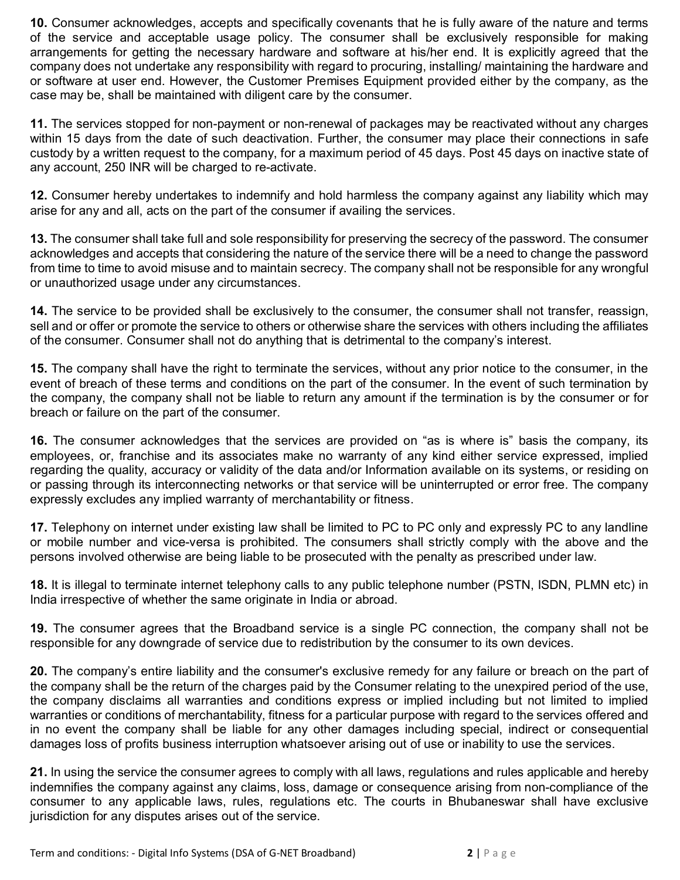**10.** Consumer acknowledges, accepts and specifically covenants that he is fully aware of the nature and terms of the service and acceptable usage policy. The consumer shall be exclusively responsible for making arrangements for getting the necessary hardware and software at his/her end. It is explicitly agreed that the company does not undertake any responsibility with regard to procuring, installing/ maintaining the hardware and or software at user end. However, the Customer Premises Equipment provided either by the company, as the case may be, shall be maintained with diligent care by the consumer.

**11.** The services stopped for non-payment or non-renewal of packages may be reactivated without any charges within 15 days from the date of such deactivation. Further, the consumer may place their connections in safe custody by a written request to the company, for a maximum period of 45 days. Post 45 days on inactive state of any account, 250 INR will be charged to re-activate.

**12.** Consumer hereby undertakes to indemnify and hold harmless the company against any liability which may arise for any and all, acts on the part of the consumer if availing the services.

**13.** The consumer shall take full and sole responsibility for preserving the secrecy of the password. The consumer acknowledges and accepts that considering the nature of the service there will be a need to change the password from time to time to avoid misuse and to maintain secrecy. The company shall not be responsible for any wrongful or unauthorized usage under any circumstances.

**14.** The service to be provided shall be exclusively to the consumer, the consumer shall not transfer, reassign, sell and or offer or promote the service to others or otherwise share the services with others including the affiliates of the consumer. Consumer shall not do anything that is detrimental to the company's interest.

**15.** The company shall have the right to terminate the services, without any prior notice to the consumer, in the event of breach of these terms and conditions on the part of the consumer. In the event of such termination by the company, the company shall not be liable to return any amount if the termination is by the consumer or for breach or failure on the part of the consumer.

**16.** The consumer acknowledges that the services are provided on "as is where is" basis the company, its employees, or, franchise and its associates make no warranty of any kind either service expressed, implied regarding the quality, accuracy or validity of the data and/or Information available on its systems, or residing on or passing through its interconnecting networks or that service will be uninterrupted or error free. The company expressly excludes any implied warranty of merchantability or fitness.

**17.** Telephony on internet under existing law shall be limited to PC to PC only and expressly PC to any landline or mobile number and vice-versa is prohibited. The consumers shall strictly comply with the above and the persons involved otherwise are being liable to be prosecuted with the penalty as prescribed under law.

**18.** It is illegal to terminate internet telephony calls to any public telephone number (PSTN, ISDN, PLMN etc) in India irrespective of whether the same originate in India or abroad.

**19.** The consumer agrees that the Broadband service is a single PC connection, the company shall not be responsible for any downgrade of service due to redistribution by the consumer to its own devices.

**20.** The company's entire liability and the consumer's exclusive remedy for any failure or breach on the part of the company shall be the return of the charges paid by the Consumer relating to the unexpired period of the use, the company disclaims all warranties and conditions express or implied including but not limited to implied warranties or conditions of merchantability, fitness for a particular purpose with regard to the services offered and in no event the company shall be liable for any other damages including special, indirect or consequential damages loss of profits business interruption whatsoever arising out of use or inability to use the services.

**21.** In using the service the consumer agrees to comply with all laws, regulations and rules applicable and hereby indemnifies the company against any claims, loss, damage or consequence arising from non-compliance of the consumer to any applicable laws, rules, regulations etc. The courts in Bhubaneswar shall have exclusive jurisdiction for any disputes arises out of the service.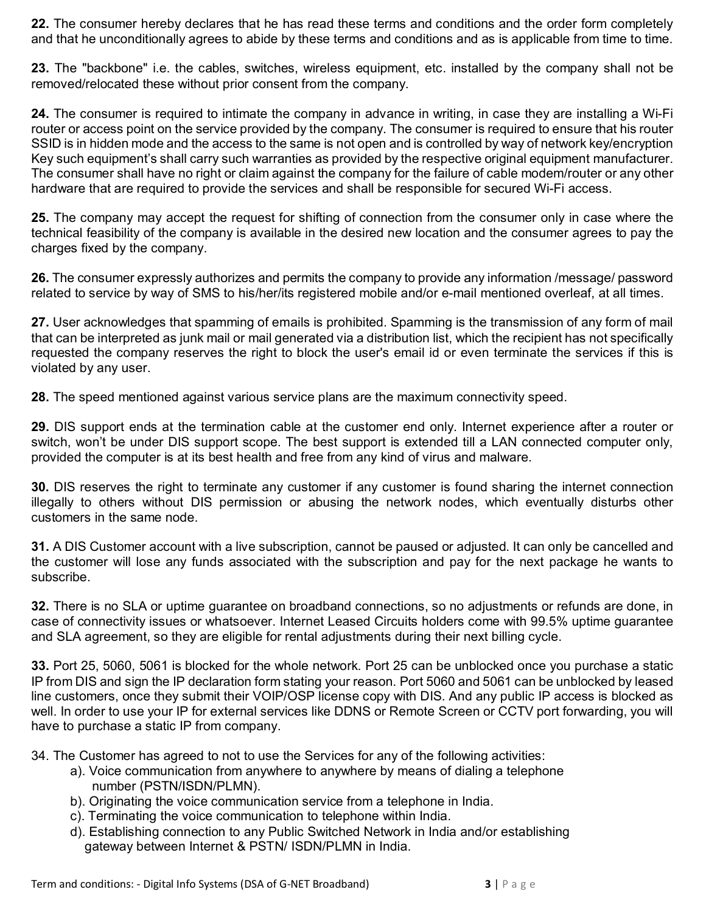**22.** The consumer hereby declares that he has read these terms and conditions and the order form completely and that he unconditionally agrees to abide by these terms and conditions and as is applicable from time to time.

**23.** The "backbone" i.e. the cables, switches, wireless equipment, etc. installed by the company shall not be removed/relocated these without prior consent from the company.

**24.** The consumer is required to intimate the company in advance in writing, in case they are installing a Wi-Fi router or access point on the service provided by the company. The consumer is required to ensure that his router SSID is in hidden mode and the access to the same is not open and is controlled by way of network key/encryption Key such equipment's shall carry such warranties as provided by the respective original equipment manufacturer. The consumer shall have no right or claim against the company for the failure of cable modem/router or any other hardware that are required to provide the services and shall be responsible for secured Wi-Fi access.

**25.** The company may accept the request for shifting of connection from the consumer only in case where the technical feasibility of the company is available in the desired new location and the consumer agrees to pay the charges fixed by the company.

**26.** The consumer expressly authorizes and permits the company to provide any information /message/ password related to service by way of SMS to his/her/its registered mobile and/or e-mail mentioned overleaf, at all times.

**27.** User acknowledges that spamming of emails is prohibited. Spamming is the transmission of any form of mail that can be interpreted as junk mail or mail generated via a distribution list, which the recipient has not specifically requested the company reserves the right to block the user's email id or even terminate the services if this is violated by any user.

**28.** The speed mentioned against various service plans are the maximum connectivity speed.

**29.** DIS support ends at the termination cable at the customer end only. Internet experience after a router or switch, won't be under DIS support scope. The best support is extended till a LAN connected computer only, provided the computer is at its best health and free from any kind of virus and malware.

**30.** DIS reserves the right to terminate any customer if any customer is found sharing the internet connection illegally to others without DIS permission or abusing the network nodes, which eventually disturbs other customers in the same node.

**31.** A DIS Customer account with a live subscription, cannot be paused or adjusted. It can only be cancelled and the customer will lose any funds associated with the subscription and pay for the next package he wants to subscribe.

**32.** There is no SLA or uptime guarantee on broadband connections, so no adjustments or refunds are done, in case of connectivity issues or whatsoever. Internet Leased Circuits holders come with 99.5% uptime guarantee and SLA agreement, so they are eligible for rental adjustments during their next billing cycle.

**33.** Port 25, 5060, 5061 is blocked for the whole network. Port 25 can be unblocked once you purchase a static IP from DIS and sign the IP declaration form stating your reason. Port 5060 and 5061 can be unblocked by leased line customers, once they submit their VOIP/OSP license copy with DIS. And any public IP access is blocked as well. In order to use your IP for external services like DDNS or Remote Screen or CCTV port forwarding, you will have to purchase a static IP from company.

34. The Customer has agreed to not to use the Services for any of the following activities:

- a). Voice communication from anywhere to anywhere by means of dialing a telephone number (PSTN/ISDN/PLMN).
- b). Originating the voice communication service from a telephone in India.
- c). Terminating the voice communication to telephone within India.
- d). Establishing connection to any Public Switched Network in India and/or establishing gateway between Internet & PSTN/ ISDN/PLMN in India.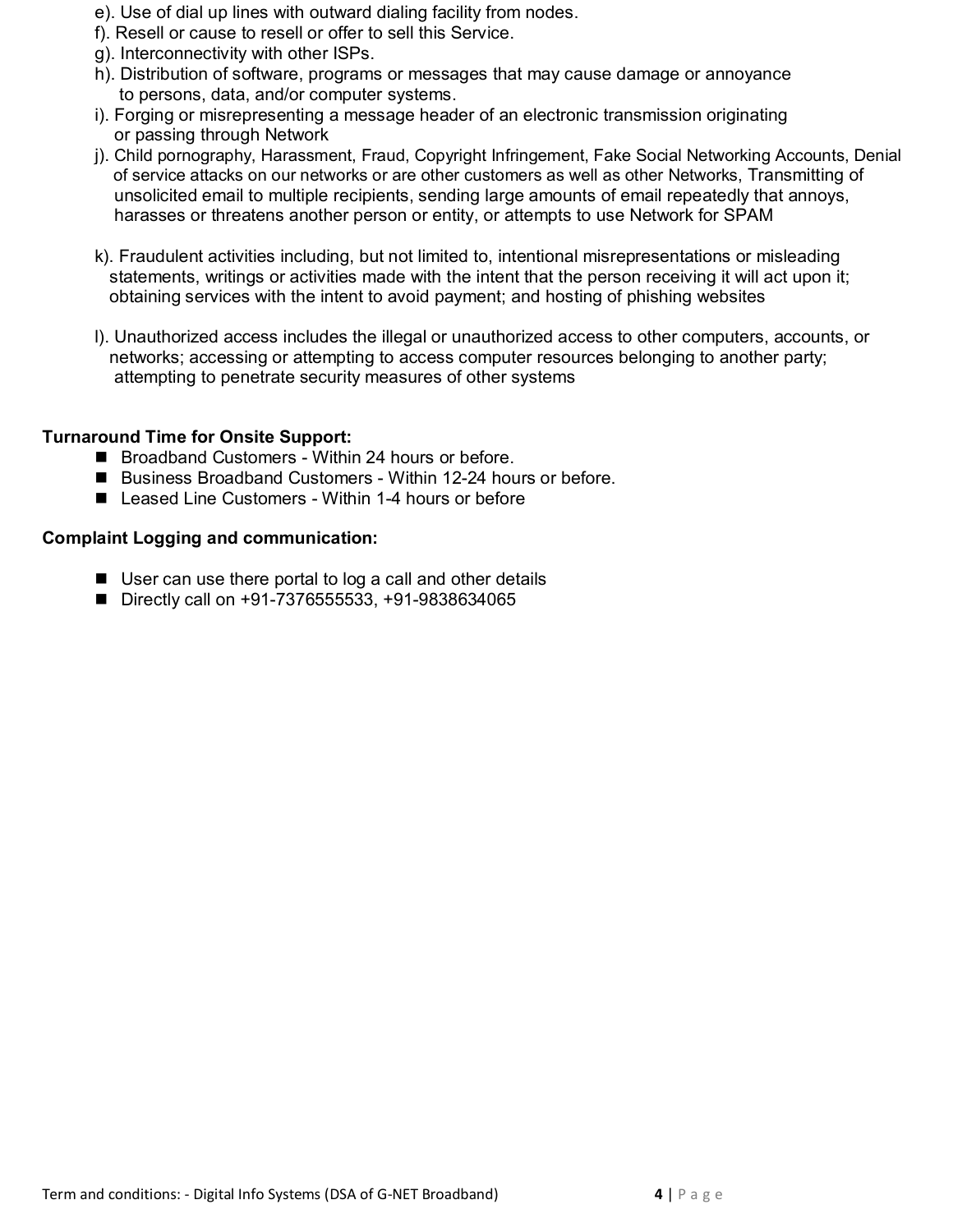e). Use of dial up lines with outward dialing facility from nodes.
f). Resell or cause to resell or offer to sell this Service.
g). Interconnectivity with other ISPs.
h). Distribution of software, programs or messages that may cause damage or annoyance to persons, data, and/or computer systems.
i). Forging or misrepresenting a message header of an electronic transmission originating or passing through Network
j). Child pornography, Harassment, Fraud, Copyright Infringement, Fake Social Networking Accounts, Denial of service attacks on our networks or are other customers as well as other Networks, Transmitting of unsolicited email to multiple recipients, sending large amounts of email repeatedly that annoys, harasses or threatens another person or entity, or attempts to use Network for SPAM

k). Fraudulent activities including, but not limited to, intentional misrepresentations or misleading statements, writings or activities made with the intent that the person receiving it will act upon it; obtaining services with the intent to avoid payment; and hosting of phishing websites

l). Unauthorized access includes the illegal or unauthorized access to other computers, accounts, or networks; accessing or attempting to access computer resources belonging to another party; attempting to penetrate security measures of other systems

**Turnaround Time for Onsite Support:**

- Broadband Customers - Within 24 hours or before.
- Business Broadband Customers - Within 12-24 hours or before.
- Leased Line Customers - Within 1-4 hours or before

**Complaint Logging and communication:**

- User can use there portal to log a call and other details
- Directly call on +91-7376555533, +91-9838634065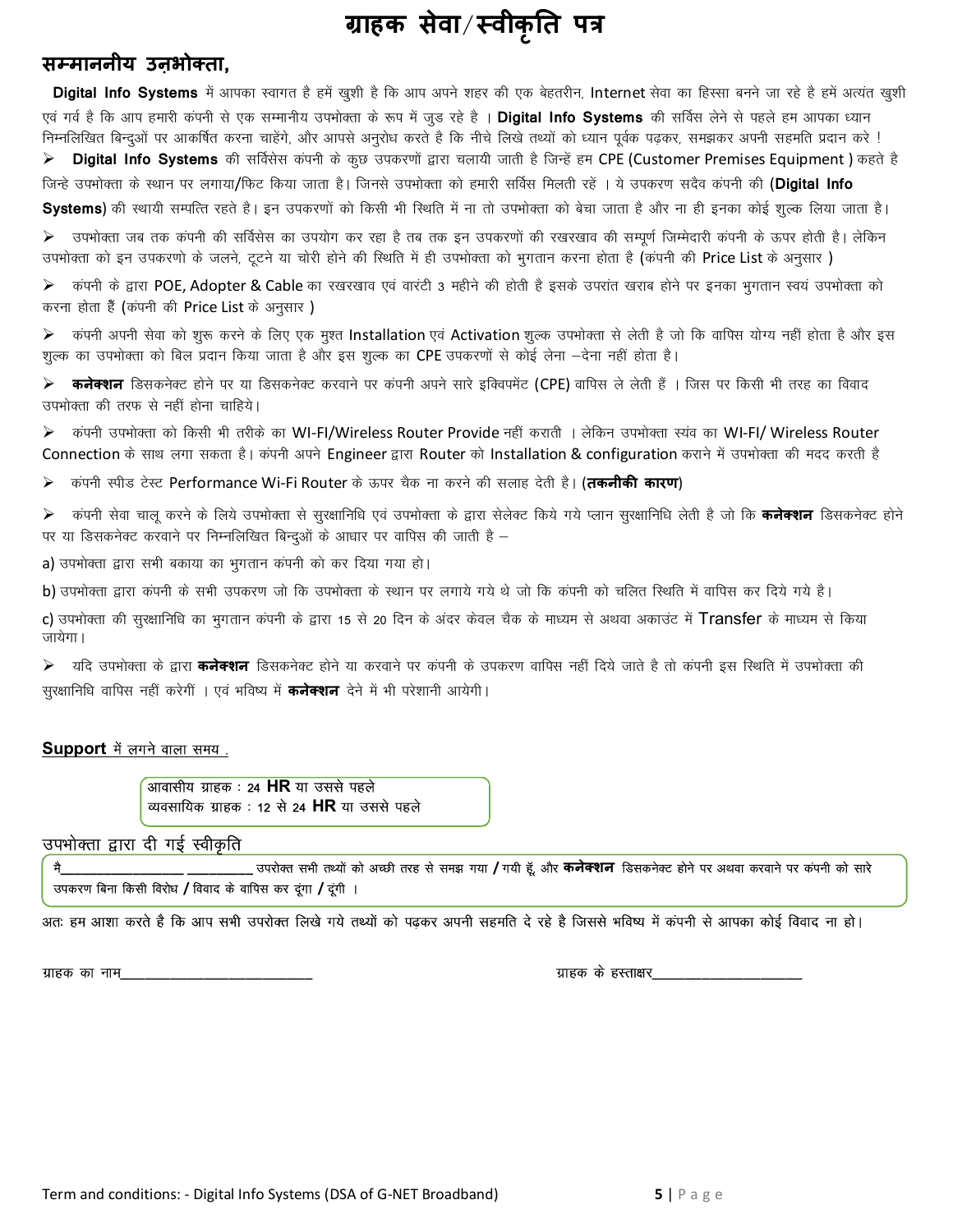# ग्राहक सेवा/स्वीकृति पत्र

## सम्माननीय उऩभोक्ता,

**Digital Info Systems** में आपका स्वागत है हमें खुशी है कि आप अपने शहर की एक बेहतरीन, Internet सेवा का हिस्सा बनने जा रहे है हमें अत्यंत खुशी एवं गर्व है कि आप हमारी कंपनी से एक सम्मानीय उपभोक्ता के रूप में जुड रहे है । **Digital Info Systems** की सर्विस लेने से पहले हम आपका ध्यान निम्नलिखित बिन्दुओं पर आकर्षित करना चाहेंगे, और आपसे अनुरोध करते है कि नीचे लिखे तथ्यों को ध्यान पूर्वक पढ़कर, समझकर अपनी सहमति प्रदान करे !

- **Digital Info Systems** की सर्विसेस कंपनी के कुछ उपकरणों द्वारा चलायी जाती है जिन्हें हम CPE (Customer Premises Equipment ) कहते है जिन्हे उपभोक्ता के स्थान पर लगाया/फिट किया जाता है। जिनसे उपभोक्ता को हमारी सर्विस मिलती रहें । ये उपकरण सदैव कंपनी की (**Digital Info Systems**) की स्थायी सम्पत्ति रहते है। इन उपकरणों को किसी भी स्थिति में ना तो उपभोक्ता को बेचा जाता है और ना ही इनका कोई शुल्क लिया जाता है।
- उपभोक्ता जब तक कंपनी की सर्विसेस का उपयोग कर रहा है तब तक इन उपकरणों की रखरखाव की सम्पूर्ण जिम्मेदारी कंपनी के ऊपर होती है। लेकिन उपभोक्ता को इन उपकरणो के जलने, टूटने या चोरी होने की स्थिति में ही उपभोक्ता को भुगतान करना होता है (कंपनी की Price List के अनुसार )
- कंपनी के द्वारा POE, Adopter & Cable का रखरखाव एवं वारंटी 3 महीने की होती है इसके उपरांत खराब होने पर इनका भुगतान स्वयं उपभोक्ता को करना होता हैं (कंपनी की Price List के अनुसार )
- कंपनी अपनी सेवा को शुरू करने के लिए एक मुश्त Installation एवं Activation शुल्क उपभोक्ता से लेती है जो कि वापिस योग्य नहीं होता है और इस शुल्क का उपभोक्ता को बिल प्रदान किया जाता है और इस शुल्क का CPE उपकरणों से कोई लेना –देना नहीं होता है।
- **कनेक्शन** डिसकनेक्ट होने पर या डिसकनेक्ट करवाने पर कंपनी अपने सारे इक्विपमेंट (CPE) वापिस ले लेती हैं । जिस पर किसी भी तरह का विवाद उपभोक्ता की तरफ से नहीं होना चाहिये।
- कंपनी उपभोक्ता को किसी भी तरीके का WI-FI/Wireless Router Provide नहीं कराती । लेकिन उपभोक्ता स्वंय का WI-FI/ Wireless Router Connection के साथ लगा सकता है। कंपनी अपने Engineer द्वारा Router को Installation & configuration कराने में उपभोक्ता की मदद करती है
- कंपनी स्पीड टेस्ट Performance Wi-Fi Router के ऊपर चैक ना करने की सलाह देती है। (**तकनीकी कारण**)
- कंपनी सेवा चालू करने के लिये उपभोक्ता से सुरक्षानिधि एवं उपभोक्ता के द्वारा सेलेक्ट किये गये प्लान सुरक्षानिधि लेती है जो कि **कनेक्शन** डिसकनेक्ट होने पर या डिसकनेक्ट करवाने पर निम्नलिखित बिन्दुओं के आधार पर वापिस की जाती है –

a) उपभोक्ता द्वारा सभी बकाया का भुगतान कंपनी को कर दिया गया हो।

b) उपभोक्ता द्वारा कंपनी के सभी उपकरण जो कि उपभोक्ता के स्थान पर लगाये गये थे जो कि कंपनी को चलित स्थिति में वापिस कर दिये गये है।

c) उपभोक्ता की सुरक्षानिधि का भुगतान कंपनी के द्वारा 15 से 20 दिन के अंदर केवल चैक के माध्यम से अथवा अकाउंट में Transfer के माध्यम से किया जायेगा।

- यदि उपभोक्ता के द्वारा **कनेक्शन** डिसकनेक्ट होने या करवाने पर कंपनी के उपकरण वापिस नहीं दिये जाते है तो कंपनी इस स्थिति में उपभोक्ता की सुरक्षानिधि वापिस नहीं करेगीं । एवं भविष्य में **कनेक्शन** देने में भी परेशानी आयेगी।

**Support** में लगने वाला समय .

आवासीय ग्राहक : 24 **HR** या उससे पहले
व्यवसायिक ग्राहक : 12 से 24 **HR** या उससे पहले

उपभोक्ता द्वारा दी गई स्वीकृति

मै__________________ __________ उपरोक्त सभी तथ्यों को अच्छी तरह से समझ गया / गयी हूँ, और **कनेक्शन** डिसकनेक्ट होने पर अथवा करवाने पर कंपनी को सारे उपकरण बिना किसी विरोध / विवाद के वापिस कर दूंगा / दूंगी ।

अतः हम आशा करते है कि आप सभी उपरोक्त लिखे गये तथ्यों को पढ़कर अपनी सहमति दे रहे है जिससे भविष्य में कंपनी से आपका कोई विवाद ना हो।

ग्राहक का नाम___________________________ ग्राहक के हस्ताक्षर_____________________